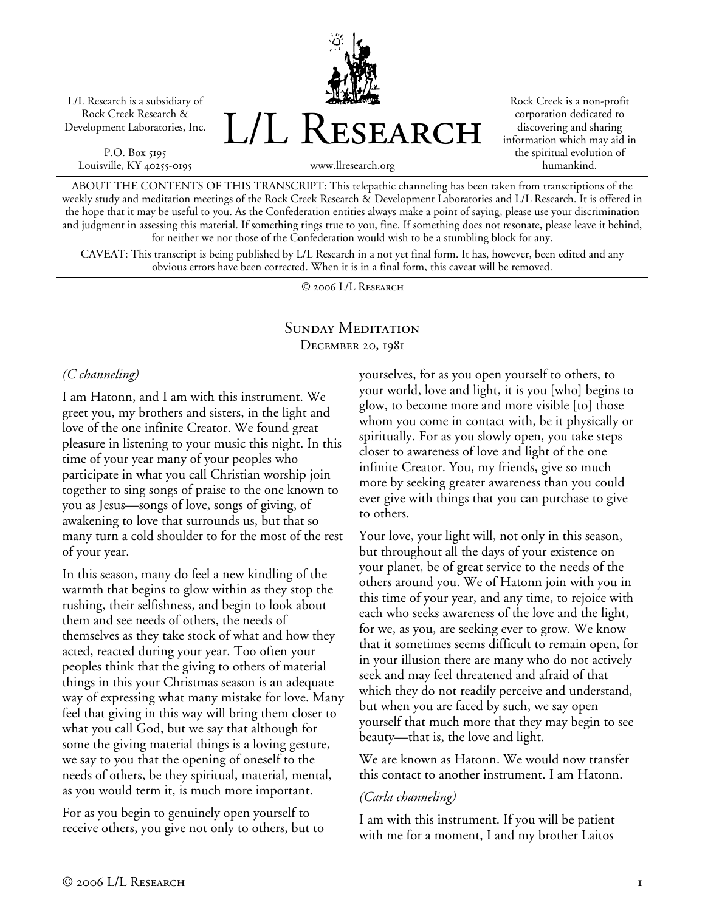L/L Research is a subsidiary of Rock Creek Research & Development Laboratories, Inc.

P.O. Box 5195
Louisville, KY 40255-0195

# L/L Research

www.llresearch.org

Rock Creek is a non-profit corporation dedicated to discovering and sharing information which may aid in the spiritual evolution of humankind.

ABOUT THE CONTENTS OF THIS TRANSCRIPT: This telepathic channeling has been taken from transcriptions of the weekly study and meditation meetings of the Rock Creek Research & Development Laboratories and L/L Research. It is offered in the hope that it may be useful to you. As the Confederation entities always make a point of saying, please use your discrimination and judgment in assessing this material. If something rings true to you, fine. If something does not resonate, please leave it behind, for neither we nor those of the Confederation would wish to be a stumbling block for any.

CAVEAT: This transcript is being published by L/L Research in a not yet final form. It has, however, been edited and any obvious errors have been corrected. When it is in a final form, this caveat will be removed.

© 2006 L/L Research

## Sunday Meditation
### December 20, 1981

*(C channeling)*

I am Hatonn, and I am with this instrument. We greet you, my brothers and sisters, in the light and love of the one infinite Creator. We found great pleasure in listening to your music this night. In this time of your year many of your peoples who participate in what you call Christian worship join together to sing songs of praise to the one known to you as Jesus—songs of love, songs of giving, of awakening to love that surrounds us, but that so many turn a cold shoulder to for the most of the rest of your year.

In this season, many do feel a new kindling of the warmth that begins to glow within as they stop the rushing, their selfishness, and begin to look about them and see needs of others, the needs of themselves as they take stock of what and how they acted, reacted during your year. Too often your peoples think that the giving to others of material things in this your Christmas season is an adequate way of expressing what many mistake for love. Many feel that giving in this way will bring them closer to what you call God, but we say that although for some the giving material things is a loving gesture, we say to you that the opening of oneself to the needs of others, be they spiritual, material, mental, as you would term it, is much more important.

For as you begin to genuinely open yourself to receive others, you give not only to others, but to yourselves, for as you open yourself to others, to your world, love and light, it is you [who] begins to glow, to become more and more visible [to] those whom you come in contact with, be it physically or spiritually. For as you slowly open, you take steps closer to awareness of love and light of the one infinite Creator. You, my friends, give so much more by seeking greater awareness than you could ever give with things that you can purchase to give to others.

Your love, your light will, not only in this season, but throughout all the days of your existence on your planet, be of great service to the needs of the others around you. We of Hatonn join with you in this time of your year, and any time, to rejoice with each who seeks awareness of the love and the light, for we, as you, are seeking ever to grow. We know that it sometimes seems difficult to remain open, for in your illusion there are many who do not actively seek and may feel threatened and afraid of that which they do not readily perceive and understand, but when you are faced by such, we say open yourself that much more that they may begin to see beauty—that is, the love and light.

We are known as Hatonn. We would now transfer this contact to another instrument. I am Hatonn.

*(Carla channeling)*

I am with this instrument. If you will be patient with me for a moment, I and my brother Laitos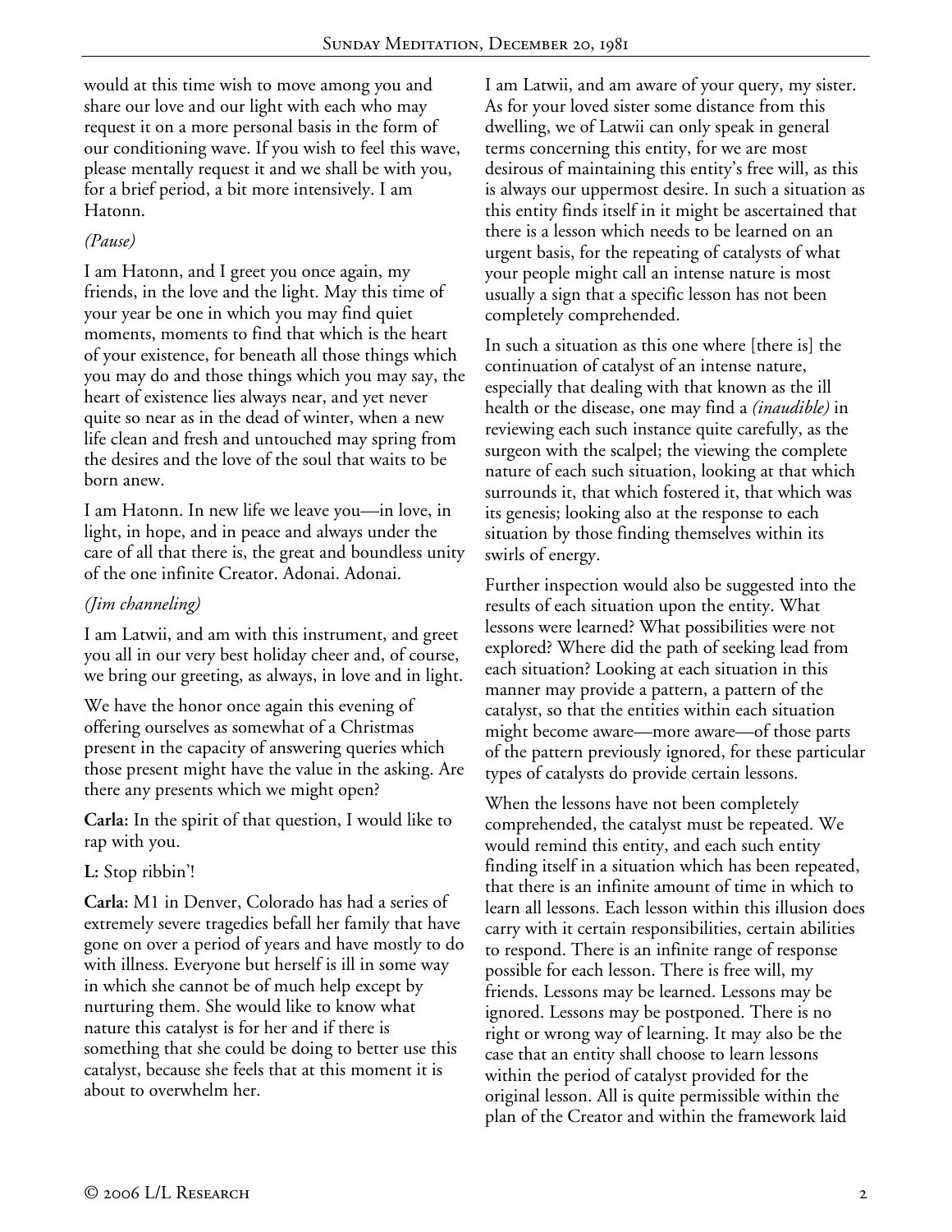would at this time wish to move among you and share our love and our light with each who may request it on a more personal basis in the form of our conditioning wave. If you wish to feel this wave, please mentally request it and we shall be with you, for a brief period, a bit more intensively. I am Hatonn.

*(Pause)*

I am Hatonn, and I greet you once again, my friends, in the love and the light. May this time of your year be one in which you may find quiet moments, moments to find that which is the heart of your existence, for beneath all those things which you may do and those things which you may say, the heart of existence lies always near, and yet never quite so near as in the dead of winter, when a new life clean and fresh and untouched may spring from the desires and the love of the soul that waits to be born anew.

I am Hatonn. In new life we leave you—in love, in light, in hope, and in peace and always under the care of all that there is, the great and boundless unity of the one infinite Creator. Adonai. Adonai.

*(Jim channeling)*

I am Latwii, and am with this instrument, and greet you all in our very best holiday cheer and, of course, we bring our greeting, as always, in love and in light.

We have the honor once again this evening of offering ourselves as somewhat of a Christmas present in the capacity of answering queries which those present might have the value in the asking. Are there any presents which we might open?

**Carla:** In the spirit of that question, I would like to rap with you.

**L:** Stop ribbin'!

**Carla:** M1 in Denver, Colorado has had a series of extremely severe tragedies befall her family that have gone on over a period of years and have mostly to do with illness. Everyone but herself is ill in some way in which she cannot be of much help except by nurturing them. She would like to know what nature this catalyst is for her and if there is something that she could be doing to better use this catalyst, because she feels that at this moment it is about to overwhelm her.

I am Latwii, and am aware of your query, my sister. As for your loved sister some distance from this dwelling, we of Latwii can only speak in general terms concerning this entity, for we are most desirous of maintaining this entity's free will, as this is always our uppermost desire. In such a situation as this entity finds itself in it might be ascertained that there is a lesson which needs to be learned on an urgent basis, for the repeating of catalysts of what your people might call an intense nature is most usually a sign that a specific lesson has not been completely comprehended.

In such a situation as this one where [there is] the continuation of catalyst of an intense nature, especially that dealing with that known as the ill health or the disease, one may find a *(inaudible)* in reviewing each such instance quite carefully, as the surgeon with the scalpel; the viewing the complete nature of each such situation, looking at that which surrounds it, that which fostered it, that which was its genesis; looking also at the response to each situation by those finding themselves within its swirls of energy.

Further inspection would also be suggested into the results of each situation upon the entity. What lessons were learned? What possibilities were not explored? Where did the path of seeking lead from each situation? Looking at each situation in this manner may provide a pattern, a pattern of the catalyst, so that the entities within each situation might become aware—more aware—of those parts of the pattern previously ignored, for these particular types of catalysts do provide certain lessons.

When the lessons have not been completely comprehended, the catalyst must be repeated. We would remind this entity, and each such entity finding itself in a situation which has been repeated, that there is an infinite amount of time in which to learn all lessons. Each lesson within this illusion does carry with it certain responsibilities, certain abilities to respond. There is an infinite range of response possible for each lesson. There is free will, my friends. Lessons may be learned. Lessons may be ignored. Lessons may be postponed. There is no right or wrong way of learning. It may also be the case that an entity shall choose to learn lessons within the period of catalyst provided for the original lesson. All is quite permissible within the plan of the Creator and within the framework laid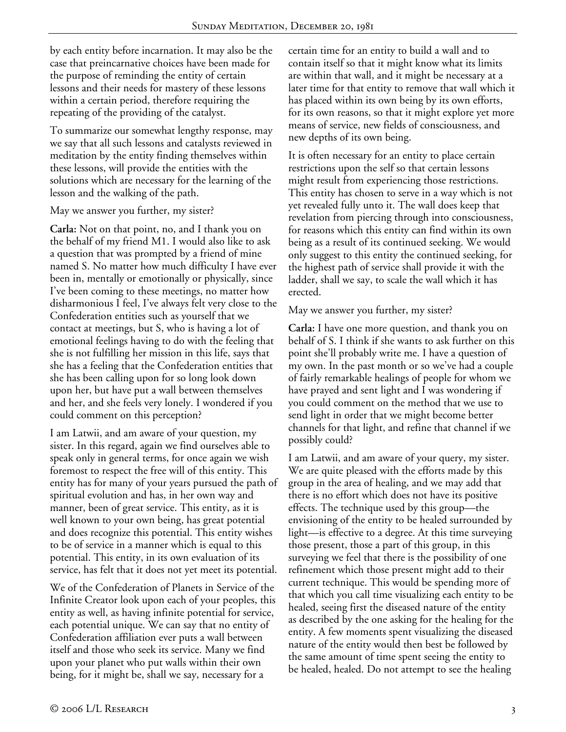by each entity before incarnation. It may also be the case that preincarnative choices have been made for the purpose of reminding the entity of certain lessons and their needs for mastery of these lessons within a certain period, therefore requiring the repeating of the providing of the catalyst.

To summarize our somewhat lengthy response, may we say that all such lessons and catalysts reviewed in meditation by the entity finding themselves within these lessons, will provide the entities with the solutions which are necessary for the learning of the lesson and the walking of the path.

May we answer you further, my sister?

**Carla:** Not on that point, no, and I thank you on the behalf of my friend M1. I would also like to ask a question that was prompted by a friend of mine named S. No matter how much difficulty I have ever been in, mentally or emotionally or physically, since I've been coming to these meetings, no matter how disharmonious I feel, I've always felt very close to the Confederation entities such as yourself that we contact at meetings, but S, who is having a lot of emotional feelings having to do with the feeling that she is not fulfilling her mission in this life, says that she has a feeling that the Confederation entities that she has been calling upon for so long look down upon her, but have put a wall between themselves and her, and she feels very lonely. I wondered if you could comment on this perception?

I am Latwii, and am aware of your question, my sister. In this regard, again we find ourselves able to speak only in general terms, for once again we wish foremost to respect the free will of this entity. This entity has for many of your years pursued the path of spiritual evolution and has, in her own way and manner, been of great service. This entity, as it is well known to your own being, has great potential and does recognize this potential. This entity wishes to be of service in a manner which is equal to this potential. This entity, in its own evaluation of its service, has felt that it does not yet meet its potential.

We of the Confederation of Planets in Service of the Infinite Creator look upon each of your peoples, this entity as well, as having infinite potential for service, each potential unique. We can say that no entity of Confederation affiliation ever puts a wall between itself and those who seek its service. Many we find upon your planet who put walls within their own being, for it might be, shall we say, necessary for a certain time for an entity to build a wall and to contain itself so that it might know what its limits are within that wall, and it might be necessary at a later time for that entity to remove that wall which it has placed within its own being by its own efforts, for its own reasons, so that it might explore yet more means of service, new fields of consciousness, and new depths of its own being.

It is often necessary for an entity to place certain restrictions upon the self so that certain lessons might result from experiencing those restrictions. This entity has chosen to serve in a way which is not yet revealed fully unto it. The wall does keep that revelation from piercing through into consciousness, for reasons which this entity can find within its own being as a result of its continued seeking. We would only suggest to this entity the continued seeking, for the highest path of service shall provide it with the ladder, shall we say, to scale the wall which it has erected.

May we answer you further, my sister?

**Carla:** I have one more question, and thank you on behalf of S. I think if she wants to ask further on this point she'll probably write me. I have a question of my own. In the past month or so we've had a couple of fairly remarkable healings of people for whom we have prayed and sent light and I was wondering if you could comment on the method that we use to send light in order that we might become better channels for that light, and refine that channel if we possibly could?

I am Latwii, and am aware of your query, my sister. We are quite pleased with the efforts made by this group in the area of healing, and we may add that there is no effort which does not have its positive effects. The technique used by this group—the envisioning of the entity to be healed surrounded by light—is effective to a degree. At this time surveying those present, those a part of this group, in this surveying we feel that there is the possibility of one refinement which those present might add to their current technique. This would be spending more of that which you call time visualizing each entity to be healed, seeing first the diseased nature of the entity as described by the one asking for the healing for the entity. A few moments spent visualizing the diseased nature of the entity would then best be followed by the same amount of time spent seeing the entity to be healed, healed. Do not attempt to see the healing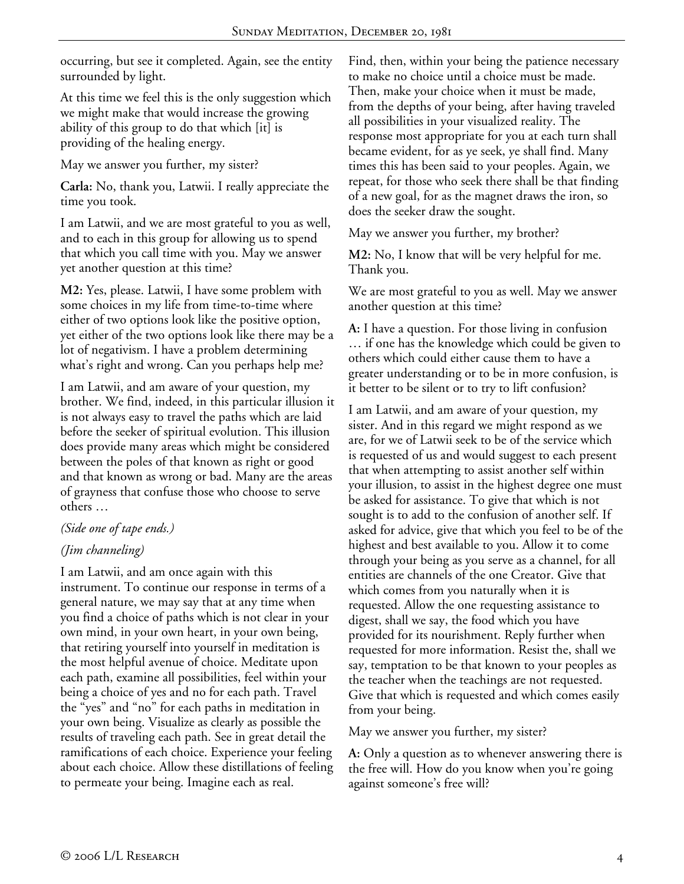occurring, but see it completed. Again, see the entity surrounded by light.

At this time we feel this is the only suggestion which we might make that would increase the growing ability of this group to do that which [it] is providing of the healing energy.

May we answer you further, my sister?

**Carla:** No, thank you, Latwii. I really appreciate the time you took.

I am Latwii, and we are most grateful to you as well, and to each in this group for allowing us to spend that which you call time with you. May we answer yet another question at this time?

**M2:** Yes, please. Latwii, I have some problem with some choices in my life from time-to-time where either of two options look like the positive option, yet either of the two options look like there may be a lot of negativism. I have a problem determining what's right and wrong. Can you perhaps help me?

I am Latwii, and am aware of your question, my brother. We find, indeed, in this particular illusion it is not always easy to travel the paths which are laid before the seeker of spiritual evolution. This illusion does provide many areas which might be considered between the poles of that known as right or good and that known as wrong or bad. Many are the areas of grayness that confuse those who choose to serve others …

*(Side one of tape ends.)*

*(Jim channeling)*

I am Latwii, and am once again with this instrument. To continue our response in terms of a general nature, we may say that at any time when you find a choice of paths which is not clear in your own mind, in your own heart, in your own being, that retiring yourself into yourself in meditation is the most helpful avenue of choice. Meditate upon each path, examine all possibilities, feel within your being a choice of yes and no for each path. Travel the "yes" and "no" for each paths in meditation in your own being. Visualize as clearly as possible the results of traveling each path. See in great detail the ramifications of each choice. Experience your feeling about each choice. Allow these distillations of feeling to permeate your being. Imagine each as real.

Find, then, within your being the patience necessary to make no choice until a choice must be made. Then, make your choice when it must be made, from the depths of your being, after having traveled all possibilities in your visualized reality. The response most appropriate for you at each turn shall became evident, for as ye seek, ye shall find. Many times this has been said to your peoples. Again, we repeat, for those who seek there shall be that finding of a new goal, for as the magnet draws the iron, so does the seeker draw the sought.

May we answer you further, my brother?

**M2:** No, I know that will be very helpful for me. Thank you.

We are most grateful to you as well. May we answer another question at this time?

**A:** I have a question. For those living in confusion … if one has the knowledge which could be given to others which could either cause them to have a greater understanding or to be in more confusion, is it better to be silent or to try to lift confusion?

I am Latwii, and am aware of your question, my sister. And in this regard we might respond as we are, for we of Latwii seek to be of the service which is requested of us and would suggest to each present that when attempting to assist another self within your illusion, to assist in the highest degree one must be asked for assistance. To give that which is not sought is to add to the confusion of another self. If asked for advice, give that which you feel to be of the highest and best available to you. Allow it to come through your being as you serve as a channel, for all entities are channels of the one Creator. Give that which comes from you naturally when it is requested. Allow the one requesting assistance to digest, shall we say, the food which you have provided for its nourishment. Reply further when requested for more information. Resist the, shall we say, temptation to be that known to your peoples as the teacher when the teachings are not requested. Give that which is requested and which comes easily from your being.

May we answer you further, my sister?

**A:** Only a question as to whenever answering there is the free will. How do you know when you're going against someone's free will?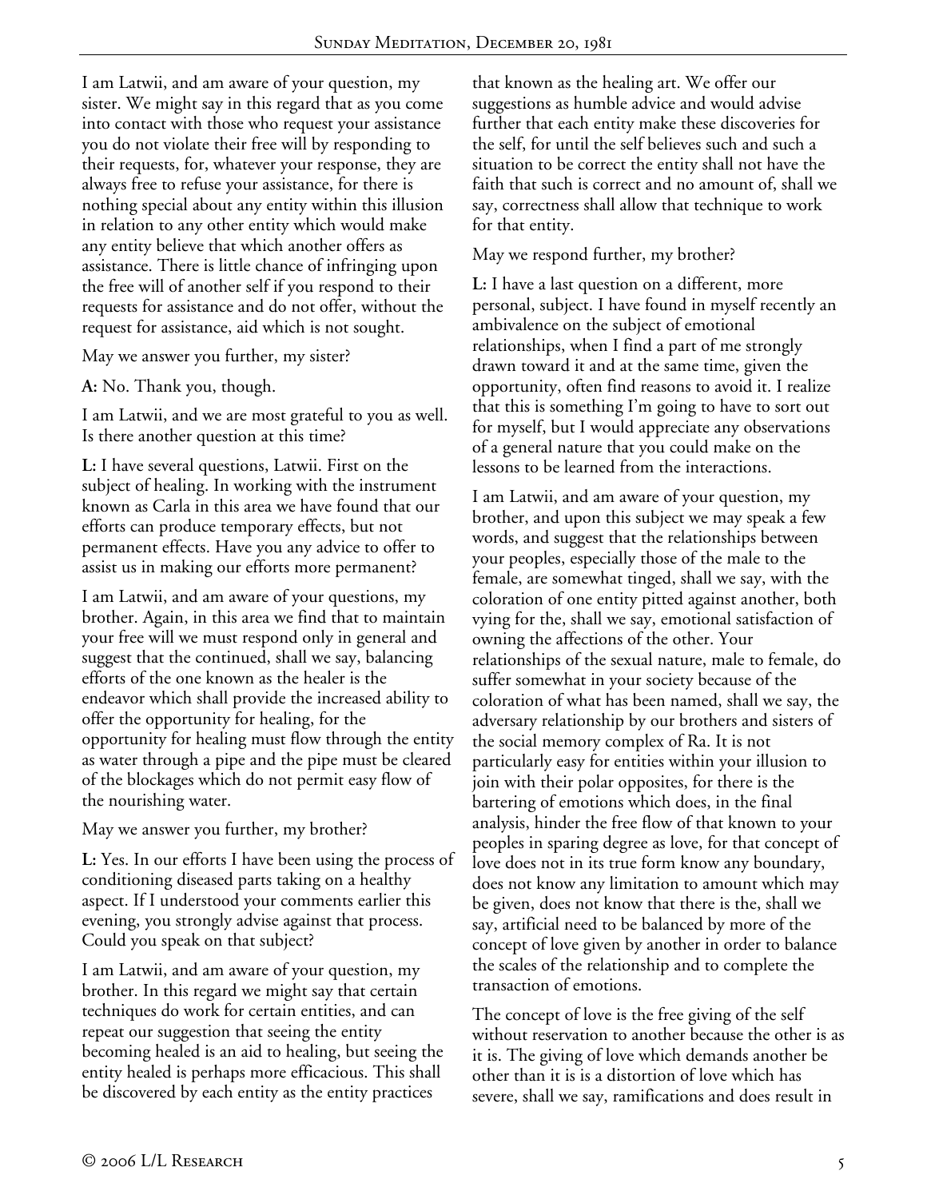I am Latwii, and am aware of your question, my sister. We might say in this regard that as you come into contact with those who request your assistance you do not violate their free will by responding to their requests, for, whatever your response, they are always free to refuse your assistance, for there is nothing special about any entity within this illusion in relation to any other entity which would make any entity believe that which another offers as assistance. There is little chance of infringing upon the free will of another self if you respond to their requests for assistance and do not offer, without the request for assistance, aid which is not sought.

May we answer you further, my sister?

**A:** No. Thank you, though.

I am Latwii, and we are most grateful to you as well. Is there another question at this time?

**L:** I have several questions, Latwii. First on the subject of healing. In working with the instrument known as Carla in this area we have found that our efforts can produce temporary effects, but not permanent effects. Have you any advice to offer to assist us in making our efforts more permanent?

I am Latwii, and am aware of your questions, my brother. Again, in this area we find that to maintain your free will we must respond only in general and suggest that the continued, shall we say, balancing efforts of the one known as the healer is the endeavor which shall provide the increased ability to offer the opportunity for healing, for the opportunity for healing must flow through the entity as water through a pipe and the pipe must be cleared of the blockages which do not permit easy flow of the nourishing water.

May we answer you further, my brother?

**L:** Yes. In our efforts I have been using the process of conditioning diseased parts taking on a healthy aspect. If I understood your comments earlier this evening, you strongly advise against that process. Could you speak on that subject?

I am Latwii, and am aware of your question, my brother. In this regard we might say that certain techniques do work for certain entities, and can repeat our suggestion that seeing the entity becoming healed is an aid to healing, but seeing the entity healed is perhaps more efficacious. This shall be discovered by each entity as the entity practices that known as the healing art. We offer our suggestions as humble advice and would advise further that each entity make these discoveries for the self, for until the self believes such and such a situation to be correct the entity shall not have the faith that such is correct and no amount of, shall we say, correctness shall allow that technique to work for that entity.

May we respond further, my brother?

**L:** I have a last question on a different, more personal, subject. I have found in myself recently an ambivalence on the subject of emotional relationships, when I find a part of me strongly drawn toward it and at the same time, given the opportunity, often find reasons to avoid it. I realize that this is something I'm going to have to sort out for myself, but I would appreciate any observations of a general nature that you could make on the lessons to be learned from the interactions.

I am Latwii, and am aware of your question, my brother, and upon this subject we may speak a few words, and suggest that the relationships between your peoples, especially those of the male to the female, are somewhat tinged, shall we say, with the coloration of one entity pitted against another, both vying for the, shall we say, emotional satisfaction of owning the affections of the other. Your relationships of the sexual nature, male to female, do suffer somewhat in your society because of the coloration of what has been named, shall we say, the adversary relationship by our brothers and sisters of the social memory complex of Ra. It is not particularly easy for entities within your illusion to join with their polar opposites, for there is the bartering of emotions which does, in the final analysis, hinder the free flow of that known to your peoples in sparing degree as love, for that concept of love does not in its true form know any boundary, does not know any limitation to amount which may be given, does not know that there is the, shall we say, artificial need to be balanced by more of the concept of love given by another in order to balance the scales of the relationship and to complete the transaction of emotions.

The concept of love is the free giving of the self without reservation to another because the other is as it is. The giving of love which demands another be other than it is is a distortion of love which has severe, shall we say, ramifications and does result in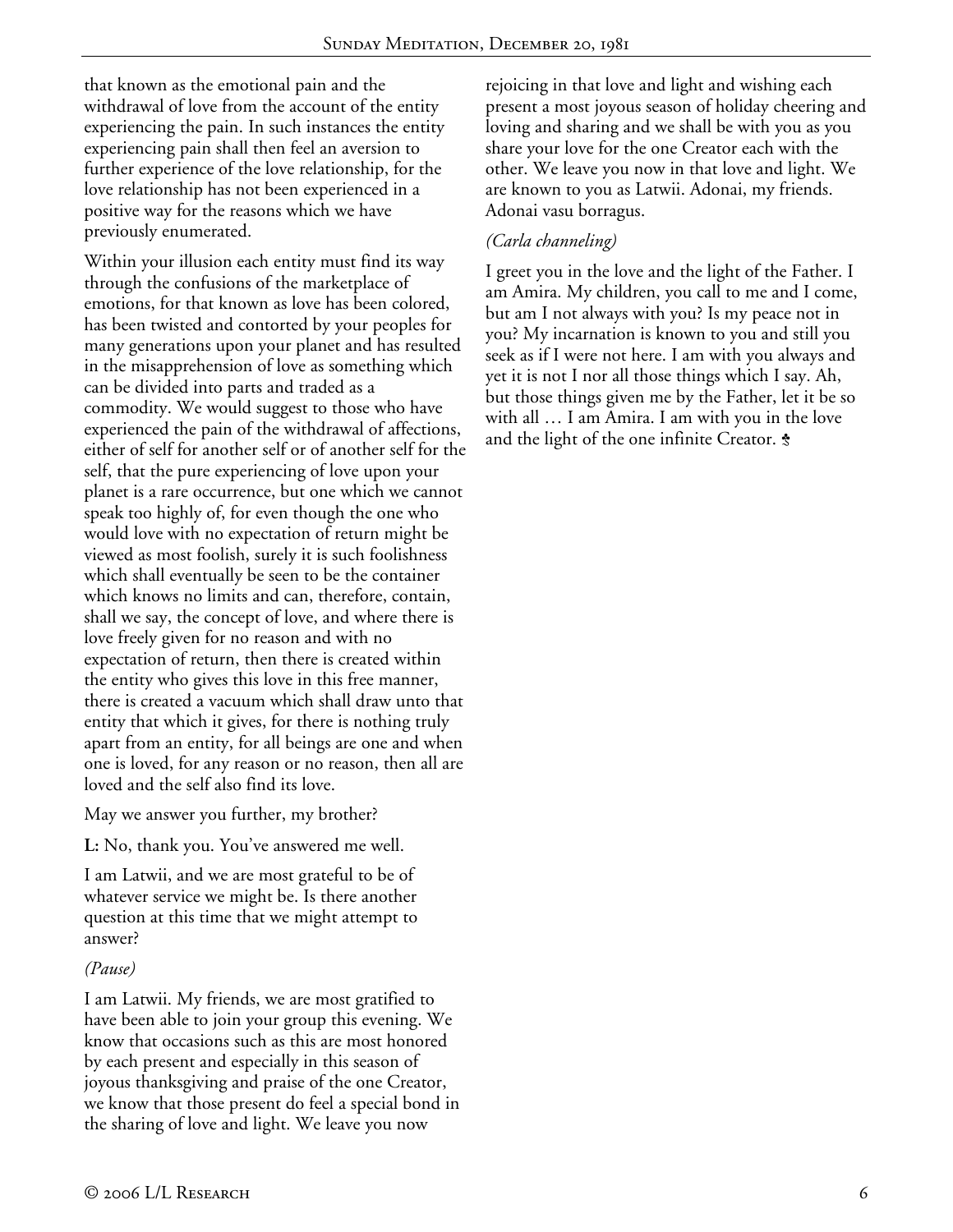that known as the emotional pain and the withdrawal of love from the account of the entity experiencing the pain. In such instances the entity experiencing pain shall then feel an aversion to further experience of the love relationship, for the love relationship has not been experienced in a positive way for the reasons which we have previously enumerated.

Within your illusion each entity must find its way through the confusions of the marketplace of emotions, for that known as love has been colored, has been twisted and contorted by your peoples for many generations upon your planet and has resulted in the misapprehension of love as something which can be divided into parts and traded as a commodity. We would suggest to those who have experienced the pain of the withdrawal of affections, either of self for another self or of another self for the self, that the pure experiencing of love upon your planet is a rare occurrence, but one which we cannot speak too highly of, for even though the one who would love with no expectation of return might be viewed as most foolish, surely it is such foolishness which shall eventually be seen to be the container which knows no limits and can, therefore, contain, shall we say, the concept of love, and where there is love freely given for no reason and with no expectation of return, then there is created within the entity who gives this love in this free manner, there is created a vacuum which shall draw unto that entity that which it gives, for there is nothing truly apart from an entity, for all beings are one and when one is loved, for any reason or no reason, then all are loved and the self also find its love.

May we answer you further, my brother?

**L:** No, thank you. You've answered me well.

I am Latwii, and we are most grateful to be of whatever service we might be. Is there another question at this time that we might attempt to answer?

*(Pause)*

I am Latwii. My friends, we are most gratified to have been able to join your group this evening. We know that occasions such as this are most honored by each present and especially in this season of joyous thanksgiving and praise of the one Creator, we know that those present do feel a special bond in the sharing of love and light. We leave you now rejoicing in that love and light and wishing each present a most joyous season of holiday cheering and loving and sharing and we shall be with you as you share your love for the one Creator each with the other. We leave you now in that love and light. We are known to you as Latwii. Adonai, my friends. Adonai vasu borragus.

*(Carla channeling)*

I greet you in the love and the light of the Father. I am Amira. My children, you call to me and I come, but am I not always with you? Is my peace not in you? My incarnation is known to you and still you seek as if I were not here. I am with you always and yet it is not I nor all those things which I say. Ah, but those things given me by the Father, let it be so with all … I am Amira. I am with you in the love and the light of the one infinite Creator. ♰